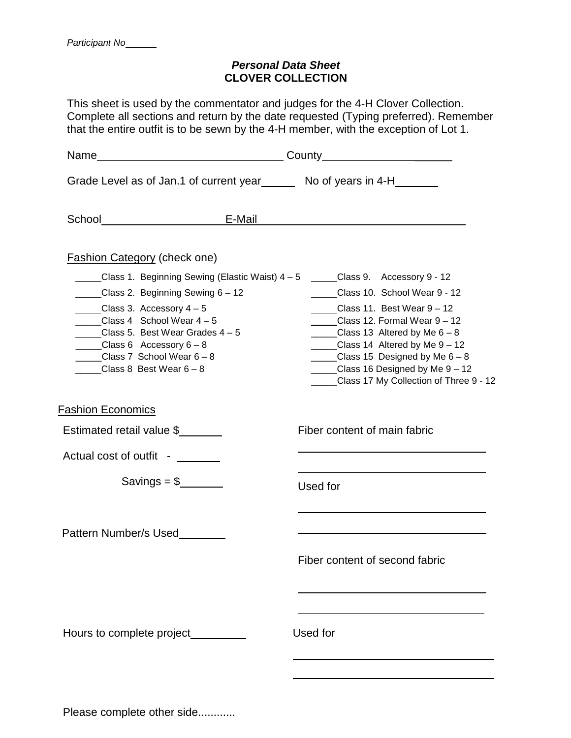Participant No______

## *Personal Data Sheet*
## CLOVER COLLECTION

This sheet is used by the commentator and judges for the 4-H Clover Collection. Complete all sections and return by the date requested (Typing preferred). Remember that the entire outfit is to be sewn by the 4-H member, with the exception of Lot 1.

Name______________________________ County____________________

Grade Level as of Jan.1 of current year_____ No of years in 4-H_______

School___________________ E-Mail_________________________________

Fashion Category (check one)

_____Class 1. Beginning Sewing (Elastic Waist) 4 – 5
_____Class 2. Beginning Sewing 6 – 12
_____Class 3. Accessory 4 – 5
_____Class 4 School Wear 4 – 5
_____Class 5. Best Wear Grades 4 – 5
_____Class 6 Accessory 6 – 8
_____Class 7 School Wear 6 – 8
_____Class 8 Best Wear 6 – 8
_____Class 9. Accessory 9 - 12
_____Class 10. School Wear 9 - 12
_____Class 11. Best Wear 9 – 12
_____Class 12. Formal Wear 9 – 12
_____Class 13 Altered by Me 6 – 8
_____Class 14 Altered by Me 9 – 12
_____Class 15 Designed by Me 6 – 8
_____Class 16 Designed by Me 9 – 12
_____Class 17 My Collection of Three 9 - 12

Fashion Economics

Estimated retail value $_______

Actual cost of outfit - _______

Savings = $_______

Pattern Number/s Used________

Hours to complete project_________

Fiber content of main fabric

________________________________

________________________________

Used for

________________________________

________________________________

Fiber content of second fabric

________________________________

________________________________

Used for

________________________________

________________________________

Please complete other side............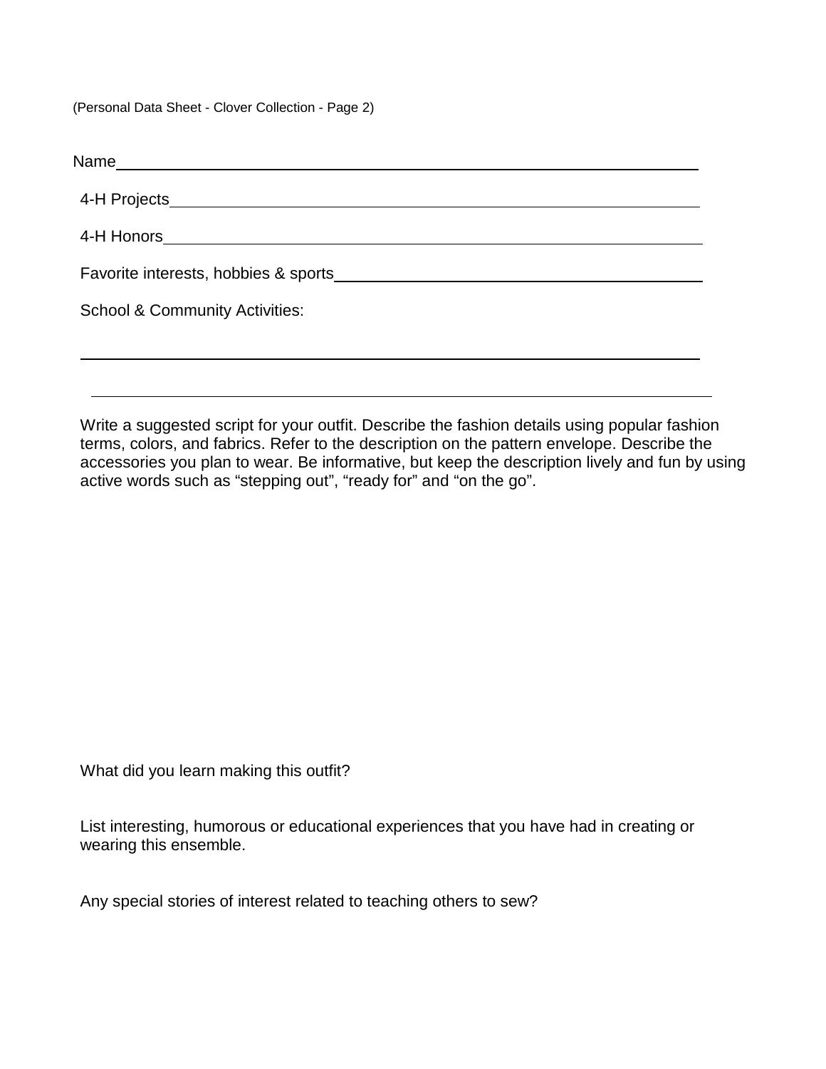(Personal Data Sheet - Clover Collection - Page 2)

Name\_\_\_\_\_\_\_\_\_\_\_\_\_\_\_\_\_\_\_\_\_\_\_\_\_\_\_\_\_\_\_\_\_\_\_\_\_\_\_\_\_\_\_\_\_\_\_\_\_\_\_\_\_\_\_\_\_\_\_\_

4-H Projects\_\_\_\_\_\_\_\_\_\_\_\_\_\_\_\_\_\_\_\_\_\_\_\_\_\_\_\_\_\_\_\_\_\_\_\_\_\_\_\_\_\_\_\_\_\_\_\_\_\_\_\_\_\_\_

4-H Honors\_\_\_\_\_\_\_\_\_\_\_\_\_\_\_\_\_\_\_\_\_\_\_\_\_\_\_\_\_\_\_\_\_\_\_\_\_\_\_\_\_\_\_\_\_\_\_\_\_\_\_\_\_\_\_\_

Favorite interests, hobbies & sports\_\_\_\_\_\_\_\_\_\_\_\_\_\_\_\_\_\_\_\_\_\_\_\_\_\_\_\_\_\_\_\_\_\_\_\_\_\_

School & Community Activities:

\_\_\_\_\_\_\_\_\_\_\_\_\_\_\_\_\_\_\_\_\_\_\_\_\_\_\_\_\_\_\_\_\_\_\_\_\_\_\_\_\_\_\_\_\_\_\_\_\_\_\_\_\_\_\_\_\_\_\_\_\_\_\_\_\_\_\_\_

\_\_\_\_\_\_\_\_\_\_\_\_\_\_\_\_\_\_\_\_\_\_\_\_\_\_\_\_\_\_\_\_\_\_\_\_\_\_\_\_\_\_\_\_\_\_\_\_\_\_\_\_\_\_\_\_\_\_\_\_\_\_\_\_\_\_\_\_

Write a suggested script for your outfit. Describe the fashion details using popular fashion terms, colors, and fabrics. Refer to the description on the pattern envelope. Describe the accessories you plan to wear. Be informative, but keep the description lively and fun by using active words such as "stepping out", "ready for" and "on the go".

What did you learn making this outfit?

List interesting, humorous or educational experiences that you have had in creating or wearing this ensemble.

Any special stories of interest related to teaching others to sew?